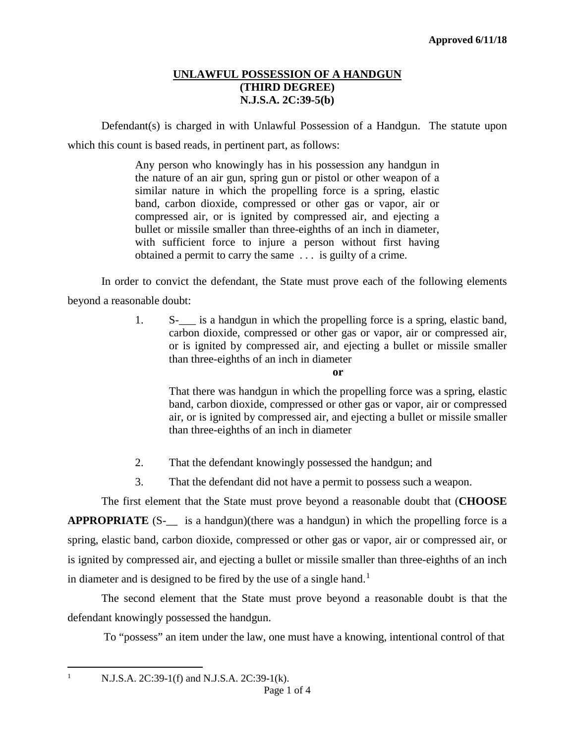Approved 6/11/18

# UNLAWFUL POSSESSION OF A HANDGUN
## (THIRD DEGREE)
## N.J.S.A. 2C:39-5(b)

Defendant(s) is charged in with Unlawful Possession of a Handgun. The statute upon which this count is based reads, in pertinent part, as follows:

> Any person who knowingly has in his possession any handgun in the nature of an air gun, spring gun or pistol or other weapon of a similar nature in which the propelling force is a spring, elastic band, carbon dioxide, compressed or other gas or vapor, air or compressed air, or is ignited by compressed air, and ejecting a bullet or missile smaller than three-eighths of an inch in diameter, with sufficient force to injure a person without first having obtained a permit to carry the same . . . is guilty of a crime.

In order to convict the defendant, the State must prove each of the following elements beyond a reasonable doubt:

1. S-___ is a handgun in which the propelling force is a spring, elastic band, carbon dioxide, compressed or other gas or vapor, air or compressed air, or is ignited by compressed air, and ejecting a bullet or missile smaller than three-eighths of an inch in diameter

   **or**

   That there was handgun in which the propelling force was a spring, elastic band, carbon dioxide, compressed or other gas or vapor, air or compressed air, or is ignited by compressed air, and ejecting a bullet or missile smaller than three-eighths of an inch in diameter

2. That the defendant knowingly possessed the handgun; and
3. That the defendant did not have a permit to possess such a weapon.

The first element that the State must prove beyond a reasonable doubt that (**CHOOSE APPROPRIATE** (S-__ is a handgun)(there was a handgun) in which the propelling force is a spring, elastic band, carbon dioxide, compressed or other gas or vapor, air or compressed air, or is ignited by compressed air, and ejecting a bullet or missile smaller than three-eighths of an inch in diameter and is designed to be fired by the use of a single hand.[1]

The second element that the State must prove beyond a reasonable doubt is that the defendant knowingly possessed the handgun.

To "possess" an item under the law, one must have a knowing, intentional control of that

---

[1] N.J.S.A. 2C:39-1(f) and N.J.S.A. 2C:39-1(k).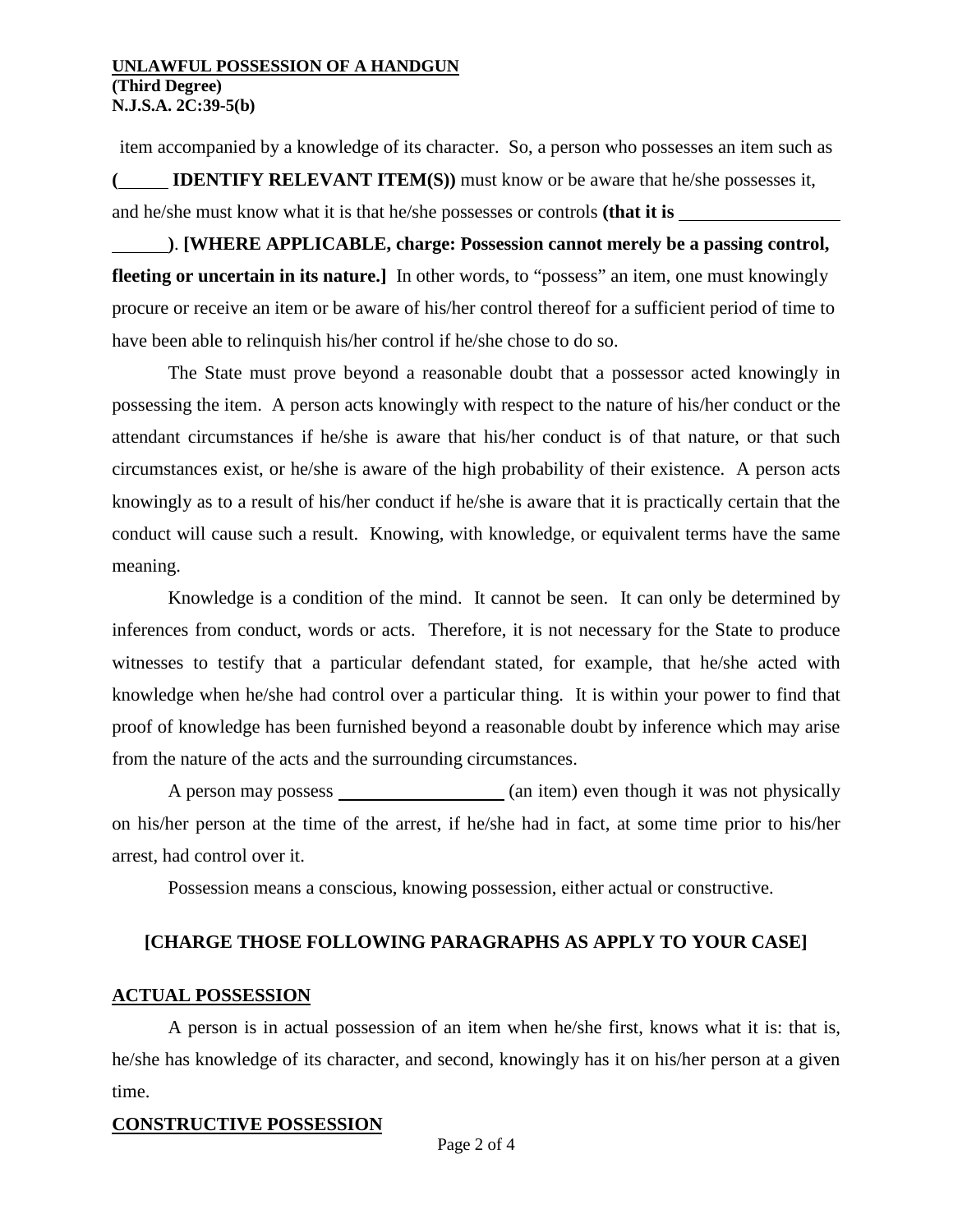item accompanied by a knowledge of its character. So, a person who possesses an item such as **(\_\_\_\_\_ IDENTIFY RELEVANT ITEM(S))** must know or be aware that he/she possesses it, and he/she must know what it is that he/she possesses or controls **(that it is \_\_\_\_\_\_\_\_\_\_\_\_\_\_\_\_\_\_\_\_\_\_\_)**. **[WHERE APPLICABLE, charge: Possession cannot merely be a passing control, fleeting or uncertain in its nature.]** In other words, to "possess" an item, one must knowingly procure or receive an item or be aware of his/her control thereof for a sufficient period of time to have been able to relinquish his/her control if he/she chose to do so.

The State must prove beyond a reasonable doubt that a possessor acted knowingly in possessing the item. A person acts knowingly with respect to the nature of his/her conduct or the attendant circumstances if he/she is aware that his/her conduct is of that nature, or that such circumstances exist, or he/she is aware of the high probability of their existence. A person acts knowingly as to a result of his/her conduct if he/she is aware that it is practically certain that the conduct will cause such a result. Knowing, with knowledge, or equivalent terms have the same meaning.

Knowledge is a condition of the mind. It cannot be seen. It can only be determined by inferences from conduct, words or acts. Therefore, it is not necessary for the State to produce witnesses to testify that a particular defendant stated, for example, that he/she acted with knowledge when he/she had control over a particular thing. It is within your power to find that proof of knowledge has been furnished beyond a reasonable doubt by inference which may arise from the nature of the acts and the surrounding circumstances.

A person may possess \_\_\_\_\_\_\_\_\_\_\_\_\_\_\_\_\_\_ (an item) even though it was not physically on his/her person at the time of the arrest, if he/she had in fact, at some time prior to his/her arrest, had control over it.

Possession means a conscious, knowing possession, either actual or constructive.

**[CHARGE THOSE FOLLOWING PARAGRAPHS AS APPLY TO YOUR CASE]**

**ACTUAL POSSESSION**

A person is in actual possession of an item when he/she first, knows what it is: that is, he/she has knowledge of its character, and second, knowingly has it on his/her person at a given time.

**CONSTRUCTIVE POSSESSION**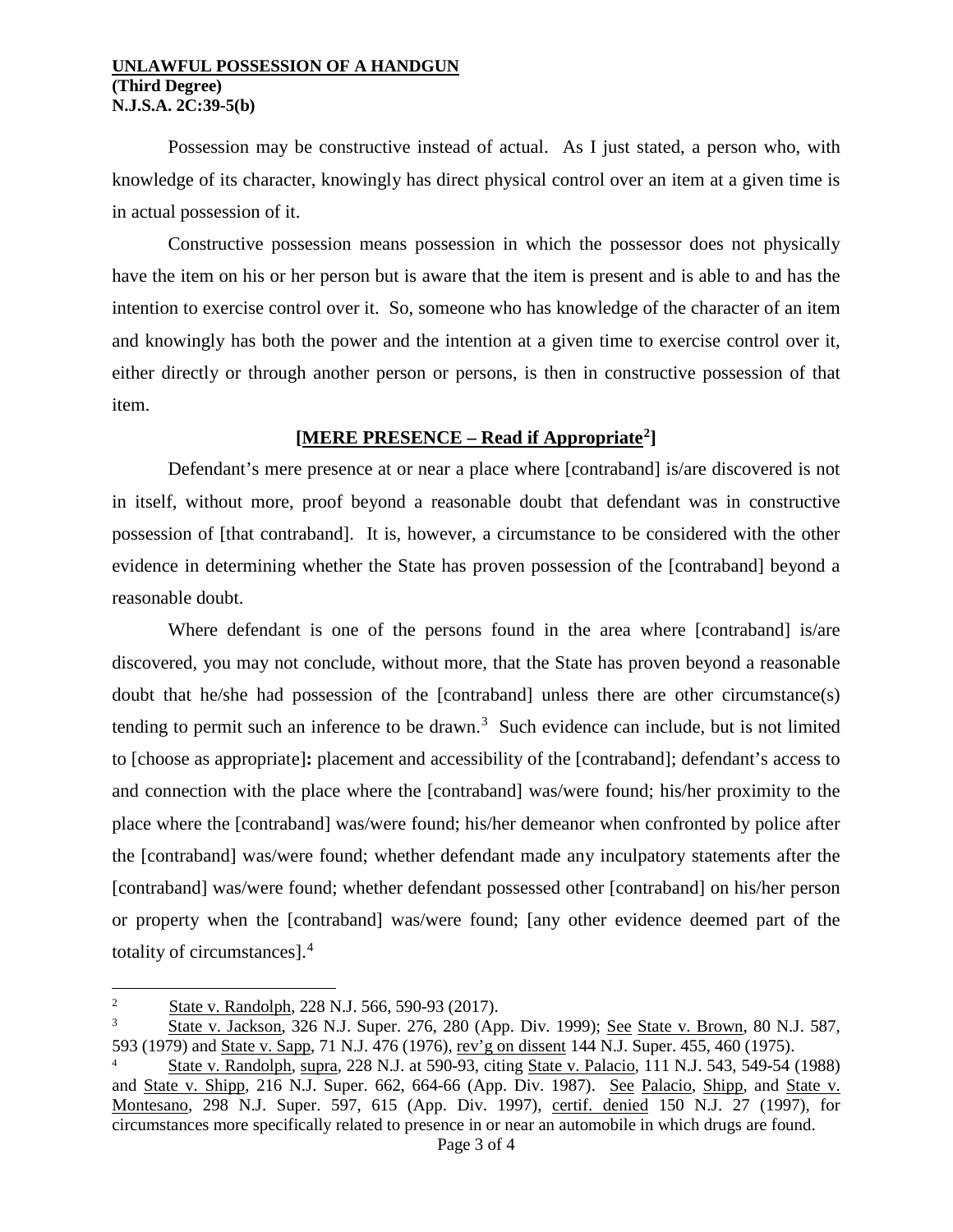Possession may be constructive instead of actual. As I just stated, a person who, with knowledge of its character, knowingly has direct physical control over an item at a given time is in actual possession of it.

Constructive possession means possession in which the possessor does not physically have the item on his or her person but is aware that the item is present and is able to and has the intention to exercise control over it. So, someone who has knowledge of the character of an item and knowingly has both the power and the intention at a given time to exercise control over it, either directly or through another person or persons, is then in constructive possession of that item.

**[MERE PRESENCE – Read if Appropriate[2]]**

Defendant's mere presence at or near a place where [contraband] is/are discovered is not in itself, without more, proof beyond a reasonable doubt that defendant was in constructive possession of [that contraband]. It is, however, a circumstance to be considered with the other evidence in determining whether the State has proven possession of the [contraband] beyond a reasonable doubt.

Where defendant is one of the persons found in the area where [contraband] is/are discovered, you may not conclude, without more, that the State has proven beyond a reasonable doubt that he/she had possession of the [contraband] unless there are other circumstance(s) tending to permit such an inference to be drawn.[3] Such evidence can include, but is not limited to [choose as appropriate]**:** placement and accessibility of the [contraband]; defendant's access to and connection with the place where the [contraband] was/were found; his/her proximity to the place where the [contraband] was/were found; his/her demeanor when confronted by police after the [contraband] was/were found; whether defendant made any inculpatory statements after the [contraband] was/were found; whether defendant possessed other [contraband] on his/her person or property when the [contraband] was/were found; [any other evidence deemed part of the totality of circumstances].[4]

---

[2] State v. Randolph, 228 N.J. 566, 590-93 (2017).

[3] State v. Jackson, 326 N.J. Super. 276, 280 (App. Div. 1999); See State v. Brown, 80 N.J. 587, 593 (1979) and State v. Sapp, 71 N.J. 476 (1976), rev'g on dissent 144 N.J. Super. 455, 460 (1975).

[4] State v. Randolph, supra, 228 N.J. at 590-93, citing State v. Palacio, 111 N.J. 543, 549-54 (1988) and State v. Shipp, 216 N.J. Super. 662, 664-66 (App. Div. 1987). See Palacio, Shipp, and State v. Montesano, 298 N.J. Super. 597, 615 (App. Div. 1997), certif. denied 150 N.J. 27 (1997), for circumstances more specifically related to presence in or near an automobile in which drugs are found.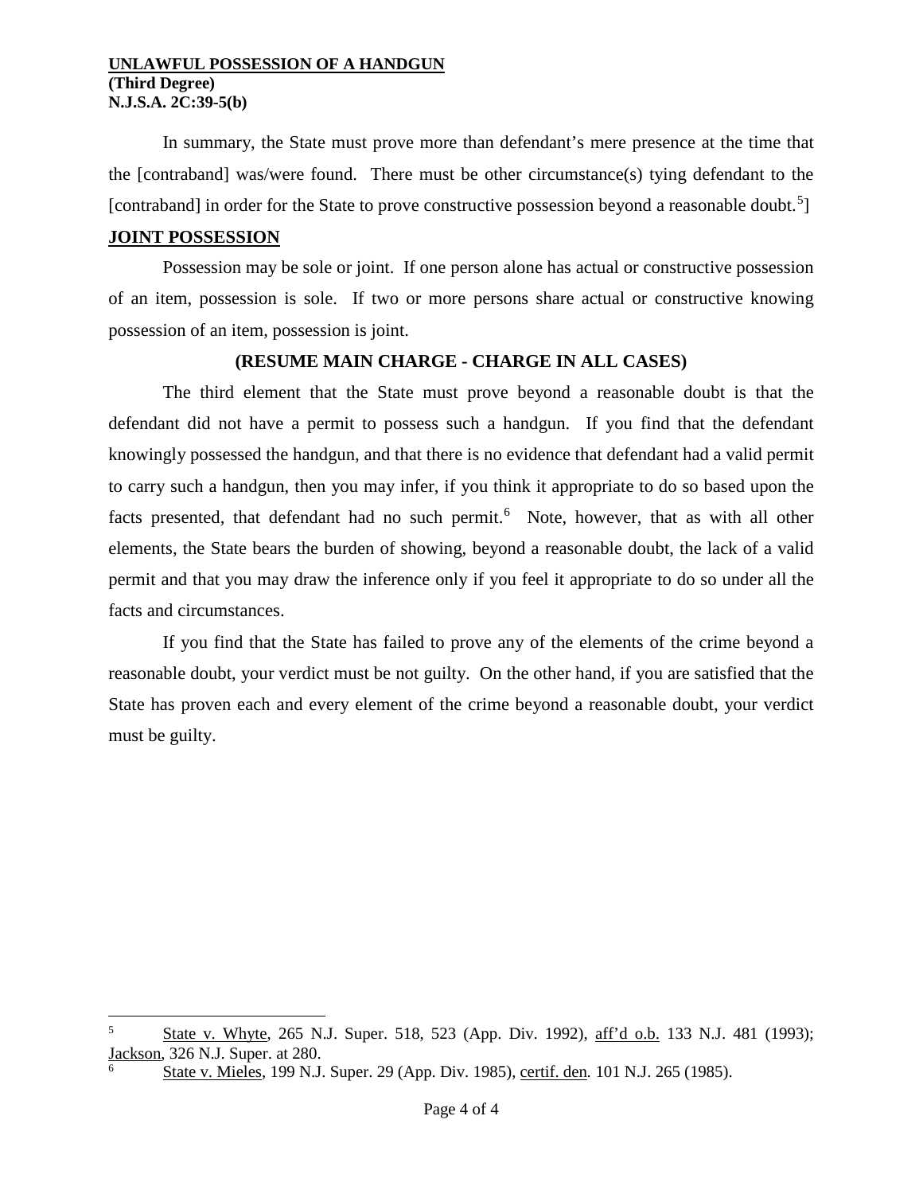In summary, the State must prove more than defendant's mere presence at the time that the [contraband] was/were found. There must be other circumstance(s) tying defendant to the [contraband] in order for the State to prove constructive possession beyond a reasonable doubt.[5]]

## JOINT POSSESSION

Possession may be sole or joint. If one person alone has actual or constructive possession of an item, possession is sole. If two or more persons share actual or constructive knowing possession of an item, possession is joint.

**(RESUME MAIN CHARGE - CHARGE IN ALL CASES)**

The third element that the State must prove beyond a reasonable doubt is that the defendant did not have a permit to possess such a handgun. If you find that the defendant knowingly possessed the handgun, and that there is no evidence that defendant had a valid permit to carry such a handgun, then you may infer, if you think it appropriate to do so based upon the facts presented, that defendant had no such permit.[6] Note, however, that as with all other elements, the State bears the burden of showing, beyond a reasonable doubt, the lack of a valid permit and that you may draw the inference only if you feel it appropriate to do so under all the facts and circumstances.

If you find that the State has failed to prove any of the elements of the crime beyond a reasonable doubt, your verdict must be not guilty. On the other hand, if you are satisfied that the State has proven each and every element of the crime beyond a reasonable doubt, your verdict must be guilty.

---

[5] State v. Whyte, 265 N.J. Super. 518, 523 (App. Div. 1992), aff'd o.b. 133 N.J. 481 (1993); Jackson, 326 N.J. Super. at 280.

[6] State v. Mieles, 199 N.J. Super. 29 (App. Div. 1985), certif. den. 101 N.J. 265 (1985).